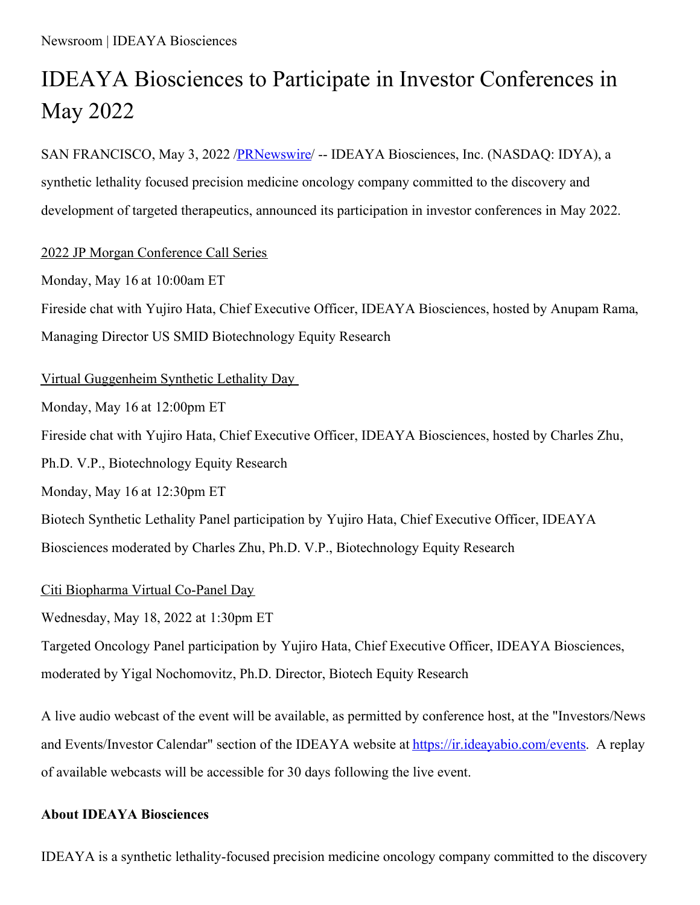Newsroom | IDEAYA Biosciences

# IDEAYA Biosciences to Participate in Investor Conferences in May 2022

SAN FRANCISCO, May 3, 2022 /[PRNewswire](http://www.prnewswire.com/)/ -- IDEAYA Biosciences, Inc. (NASDAQ: IDYA), a synthetic lethality focused precision medicine oncology company committed to the discovery and development of targeted therapeutics, announced its participation in investor conferences in May 2022.

2022 JP Morgan Conference Call Series

Monday, May 16 at 10:00am ET

Fireside chat with Yujiro Hata, Chief Executive Officer, IDEAYA Biosciences, hosted by Anupam Rama, Managing Director US SMID Biotechnology Equity Research

Virtual Guggenheim Synthetic Lethality Day

Monday, May 16 at 12:00pm ET

Fireside chat with Yujiro Hata, Chief Executive Officer, IDEAYA Biosciences, hosted by Charles Zhu, Ph.D. V.P., Biotechnology Equity Research

Monday, May 16 at 12:30pm ET

Biotech Synthetic Lethality Panel participation by Yujiro Hata, Chief Executive Officer, IDEAYA Biosciences moderated by Charles Zhu, Ph.D. V.P., Biotechnology Equity Research

Citi Biopharma Virtual Co-Panel Day

Wednesday, May 18, 2022 at 1:30pm ET

Targeted Oncology Panel participation by Yujiro Hata, Chief Executive Officer, IDEAYA Biosciences, moderated by Yigal Nochomovitz, Ph.D. Director, Biotech Equity Research

A live audio webcast of the event will be available, as permitted by conference host, at the "Investors/News and Events/Investor Calendar" section of the IDEAYA website at [https://ir.ideayabio.com/events](https://ir.ideayabio.com/events). A replay of available webcasts will be accessible for 30 days following the live event.

**About IDEAYA Biosciences**

IDEAYA is a synthetic lethality-focused precision medicine oncology company committed to the discovery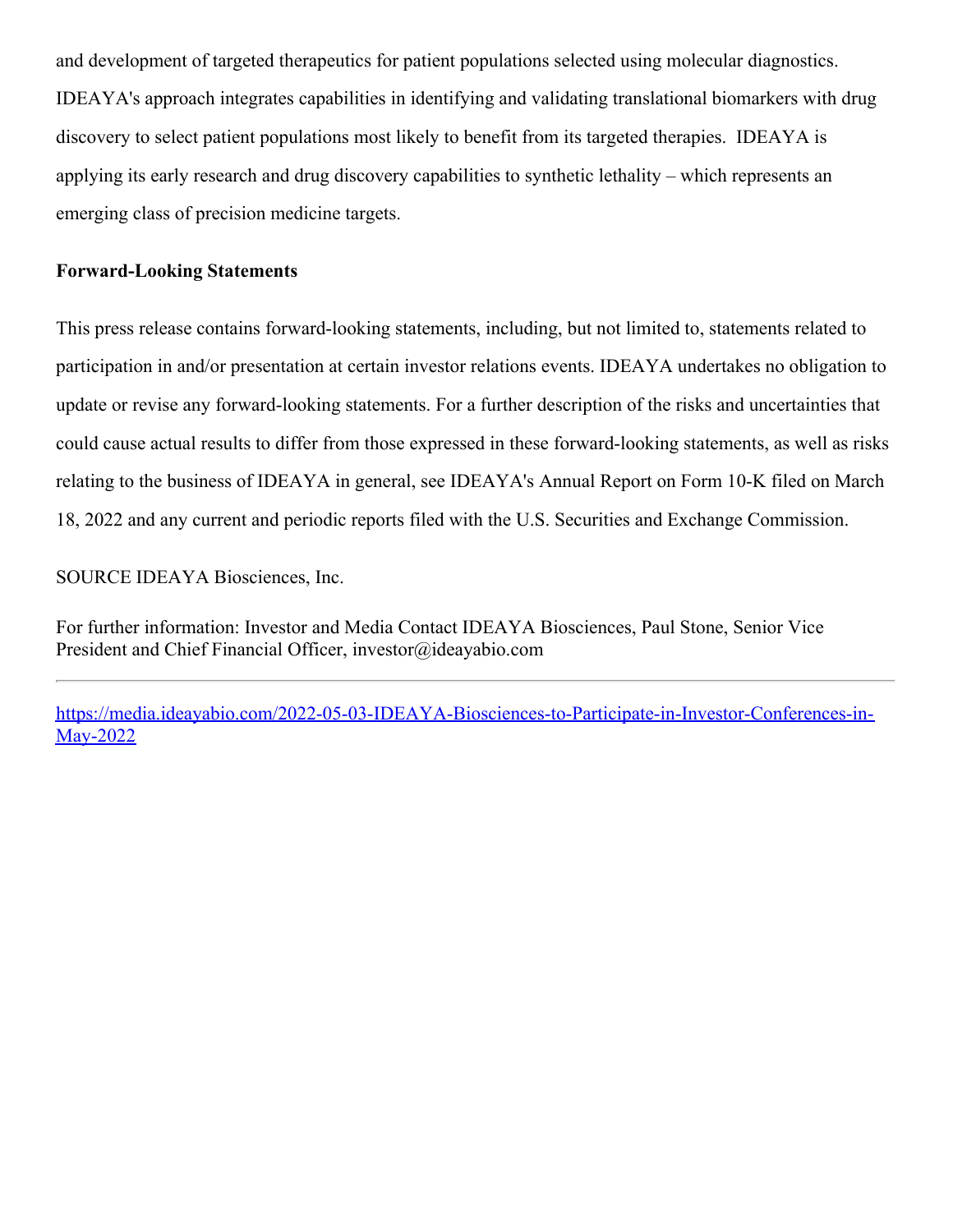and development of targeted therapeutics for patient populations selected using molecular diagnostics. IDEAYA's approach integrates capabilities in identifying and validating translational biomarkers with drug discovery to select patient populations most likely to benefit from its targeted therapies. IDEAYA is applying its early research and drug discovery capabilities to synthetic lethality – which represents an emerging class of precision medicine targets.

**Forward-Looking Statements**

This press release contains forward-looking statements, including, but not limited to, statements related to participation in and/or presentation at certain investor relations events. IDEAYA undertakes no obligation to update or revise any forward-looking statements. For a further description of the risks and uncertainties that could cause actual results to differ from those expressed in these forward-looking statements, as well as risks relating to the business of IDEAYA in general, see IDEAYA's Annual Report on Form 10-K filed on March 18, 2022 and any current and periodic reports filed with the U.S. Securities and Exchange Commission.

SOURCE IDEAYA Biosciences, Inc.

For further information: Investor and Media Contact IDEAYA Biosciences, Paul Stone, Senior Vice President and Chief Financial Officer, investor@ideayabio.com

---

https://media.ideayabio.com/2022-05-03-IDEAYA-Biosciences-to-Participate-in-Investor-Conferences-in-May-2022